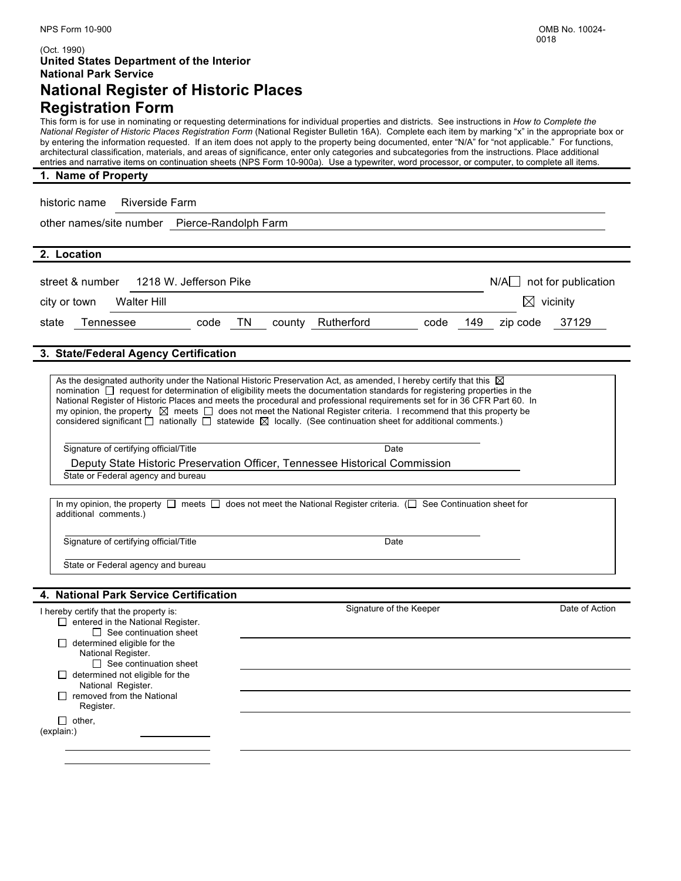NPS Form 10-900

OMB No. 10024-0018

(Oct. 1990)

**United States Department of the Interior**
**National Park Service**

# National Register of Historic Places Registration Form

This form is for use in nominating or requesting determinations for individual properties and districts. See instructions in *How to Complete the National Register of Historic Places Registration Form* (National Register Bulletin 16A). Complete each item by marking "x" in the appropriate box or by entering the information requested. If an item does not apply to the property being documented, enter "N/A" for "not applicable." For functions, architectural classification, materials, and areas of significance, enter only categories and subcategories from the instructions. Place additional entries and narrative items on continuation sheets (NPS Form 10-900a). Use a typewriter, word processor, or computer, to complete all items.

## 1. Name of Property

historic name Riverside Farm

other names/site number Pierce-Randolph Farm

## 2. Location

street & number 1218 W. Jefferson Pike — N/A ☐ not for publication

city or town Walter Hill — ☒ vicinity

state Tennessee code TN county Rutherford code 149 zip code 37129

## 3. State/Federal Agency Certification

As the designated authority under the National Historic Preservation Act, as amended, I hereby certify that this ☒ nomination ☐ request for determination of eligibility meets the documentation standards for registering properties in the National Register of Historic Places and meets the procedural and professional requirements set for in 36 CFR Part 60. In my opinion, the property ☒ meets ☐ does not meet the National Register criteria. I recommend that this property be considered significant ☐ nationally ☐ statewide ☒ locally. (See continuation sheet for additional comments.)

Signature of certifying official/Title — Date

Deputy State Historic Preservation Officer, Tennessee Historical Commission
State or Federal agency and bureau

In my opinion, the property ☐ meets ☐ does not meet the National Register criteria. (☐ See Continuation sheet for additional comments.)

Signature of certifying official/Title — Date

State or Federal agency and bureau

## 4. National Park Service Certification

I hereby certify that the property is: — Signature of the Keeper — Date of Action

☐ entered in the National Register.
  ☐ See continuation sheet

☐ determined eligible for the National Register.
  ☐ See continuation sheet

☐ determined not eligible for the National Register.

☐ removed from the National Register.

☐ other, (explain:)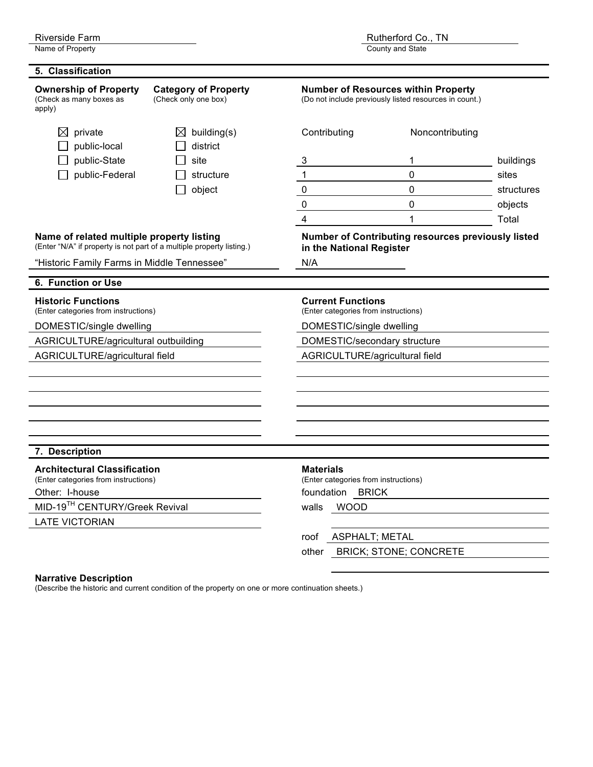Riverside Farm
Name of Property

Rutherford Co., TN
County and State

## 5. Classification

**Ownership of Property**
(Check as many boxes as apply)

- ☒ private
- ☐ public-local
- ☐ public-State
- ☐ public-Federal

**Category of Property**
(Check only one box)

- ☒ building(s)
- ☐ district
- ☐ site
- ☐ structure
- ☐ object

**Number of Resources within Property**
(Do not include previously listed resources in count.)

| Contributing | Noncontributing | |
|---|---|---|
| 3 | 1 | buildings |
| 1 | 0 | sites |
| 0 | 0 | structures |
| 0 | 0 | objects |
| 4 | 1 | Total |

**Name of related multiple property listing**
(Enter "N/A" if property is not part of a multiple property listing.)

"Historic Family Farms in Middle Tennessee"

**Number of Contributing resources previously listed in the National Register**

N/A

## 6. Function or Use

**Historic Functions**
(Enter categories from instructions)

DOMESTIC/single dwelling
AGRICULTURE/agricultural outbuilding
AGRICULTURE/agricultural field

**Current Functions**
(Enter categories from instructions)

DOMESTIC/single dwelling
DOMESTIC/secondary structure
AGRICULTURE/agricultural field

## 7. Description

**Architectural Classification**
(Enter categories from instructions)

Other: I-house
MID-19TH CENTURY/Greek Revival
LATE VICTORIAN

**Materials**
(Enter categories from instructions)

foundation BRICK
walls WOOD

roof ASPHALT; METAL
other BRICK; STONE; CONCRETE

**Narrative Description**
(Describe the historic and current condition of the property on one or more continuation sheets.)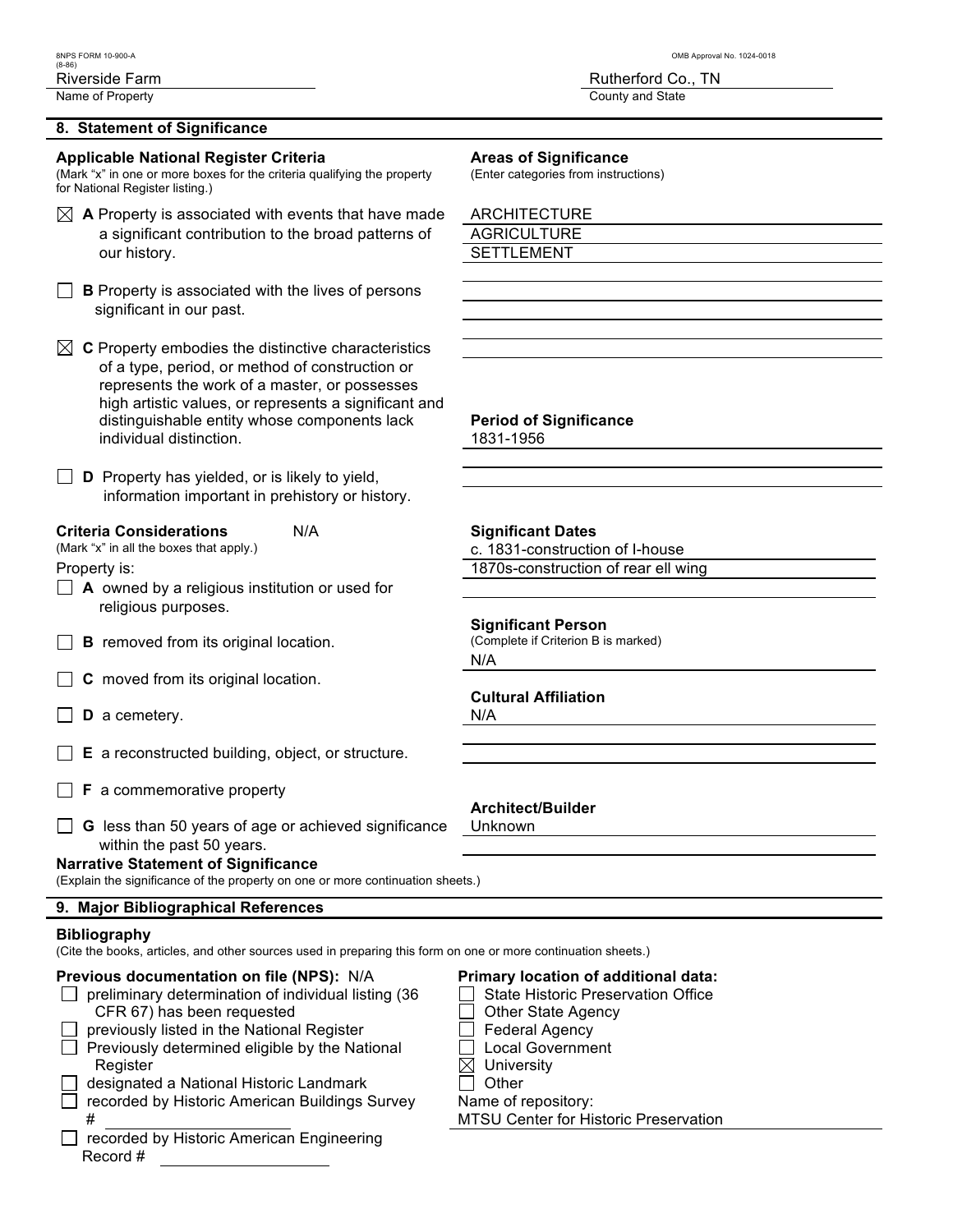Riverside Farm
Name of Property

Rutherford Co., TN
County and State

## 8. Statement of Significance

**Applicable National Register Criteria**
(Mark "x" in one or more boxes for the criteria qualifying the property for National Register listing.)

- ☒ **A** Property is associated with events that have made a significant contribution to the broad patterns of our history.
- ☐ **B** Property is associated with the lives of persons significant in our past.
- ☒ **C** Property embodies the distinctive characteristics of a type, period, or method of construction or represents the work of a master, or possesses high artistic values, or represents a significant and distinguishable entity whose components lack individual distinction.
- ☐ **D** Property has yielded, or is likely to yield, information important in prehistory or history.

**Criteria Considerations** N/A
(Mark "x" in all the boxes that apply.)

Property is:

- ☐ **A** owned by a religious institution or used for religious purposes.
- ☐ **B** removed from its original location.
- ☐ **C** moved from its original location.
- ☐ **D** a cemetery.
- ☐ **E** a reconstructed building, object, or structure.
- ☐ **F** a commemorative property
- ☐ **G** less than 50 years of age or achieved significance within the past 50 years.

**Areas of Significance**
(Enter categories from instructions)

ARCHITECTURE
AGRICULTURE
SETTLEMENT

**Period of Significance**
1831-1956

**Significant Dates**
c. 1831-construction of I-house
1870s-construction of rear ell wing

**Significant Person**
(Complete if Criterion B is marked)
N/A

**Cultural Affiliation**
N/A

**Architect/Builder**
Unknown

**Narrative Statement of Significance**
(Explain the significance of the property on one or more continuation sheets.)

## 9. Major Bibliographical References

**Bibliography**
(Cite the books, articles, and other sources used in preparing this form on one or more continuation sheets.)

**Previous documentation on file (NPS):** N/A

- ☐ preliminary determination of individual listing (36 CFR 67) has been requested
- ☐ previously listed in the National Register
- ☐ Previously determined eligible by the National Register
- ☐ designated a National Historic Landmark
- ☐ recorded by Historic American Buildings Survey # ____________
- ☐ recorded by Historic American Engineering Record # ____________

**Primary location of additional data:**

- ☐ State Historic Preservation Office
- ☐ Other State Agency
- ☐ Federal Agency
- ☐ Local Government
- ☒ University
- ☐ Other

Name of repository:
MTSU Center for Historic Preservation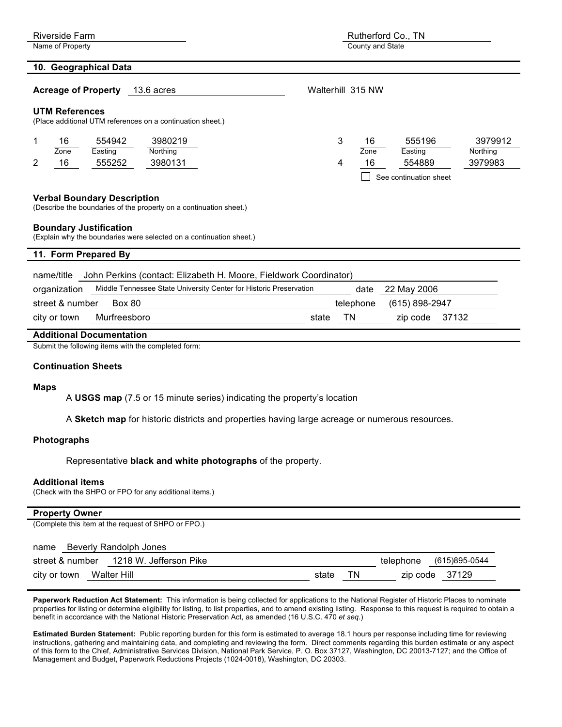Riverside Farm
Name of Property

Rutherford Co., TN
County and State

## 10. Geographical Data

**Acreage of Property** 13.6 acres

Walterhill 315 NW

**UTM References**
(Place additional UTM references on a continuation sheet.)

| | Zone | Easting | Northing | | Zone | Easting | Northing |
|---|---|---|---|---|---|---|---|
| 1 | 16 | 554942 | 3980219 | 3 | 16 | 555196 | 3979912 |
| 2 | 16 | 555252 | 3980131 | 4 | 16 | 554889 | 3979983 |

☐ See continuation sheet

**Verbal Boundary Description**
(Describe the boundaries of the property on a continuation sheet.)

**Boundary Justification**
(Explain why the boundaries were selected on a continuation sheet.)

## 11. Form Prepared By

name/title John Perkins (contact: Elizabeth H. Moore, Fieldwork Coordinator)
organization Middle Tennessee State University Center for Historic Preservation date 22 May 2006
street & number Box 80 telephone (615) 898-2947
city or town Murfreesboro state TN zip code 37132

**Additional Documentation**
Submit the following items with the completed form:

**Continuation Sheets**

**Maps**

A **USGS map** (7.5 or 15 minute series) indicating the property's location

A **Sketch map** for historic districts and properties having large acreage or numerous resources.

**Photographs**

Representative **black and white photographs** of the property.

**Additional items**
(Check with the SHPO or FPO for any additional items.)

**Property Owner**
(Complete this item at the request of SHPO or FPO.)

name Beverly Randolph Jones
street & number 1218 W. Jefferson Pike telephone (615)895-0544
city or town Walter Hill state TN zip code 37129

**Paperwork Reduction Act Statement:** This information is being collected for applications to the National Register of Historic Places to nominate properties for listing or determine eligibility for listing, to list properties, and to amend existing listing. Response to this request is required to obtain a benefit in accordance with the National Historic Preservation Act, as amended (16 U.S.C. 470 *et seq.*)

**Estimated Burden Statement:** Public reporting burden for this form is estimated to average 18.1 hours per response including time for reviewing instructions, gathering and maintaining data, and completing and reviewing the form. Direct comments regarding this burden estimate or any aspect of this form to the Chief, Administrative Services Division, National Park Service, P. O. Box 37127, Washington, DC 20013-7127; and the Office of Management and Budget, Paperwork Reductions Projects (1024-0018), Washington, DC 20303.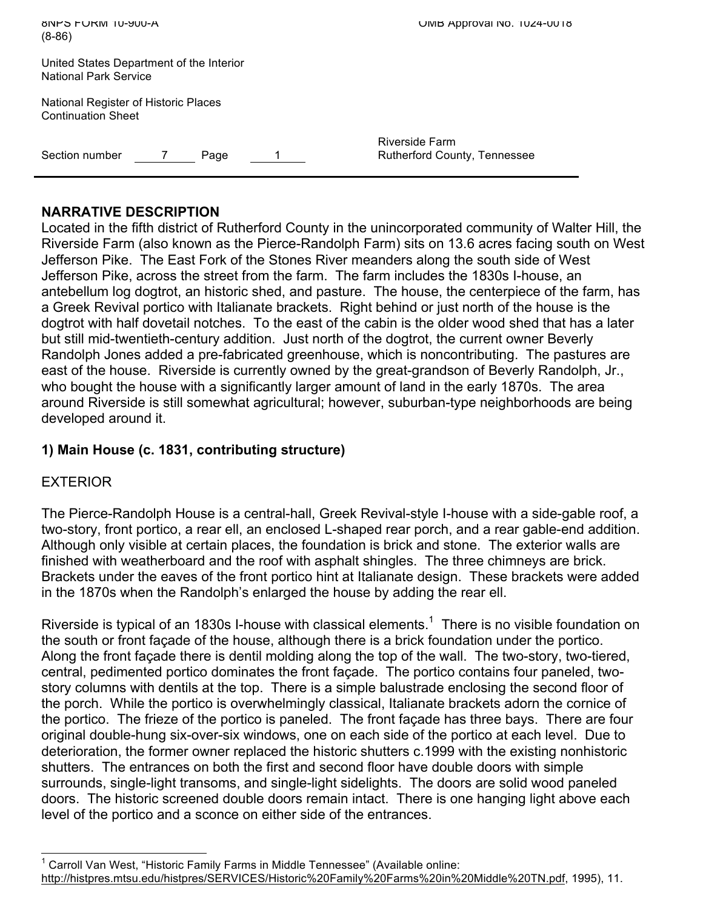## NARRATIVE DESCRIPTION

Located in the fifth district of Rutherford County in the unincorporated community of Walter Hill, the Riverside Farm (also known as the Pierce-Randolph Farm) sits on 13.6 acres facing south on West Jefferson Pike. The East Fork of the Stones River meanders along the south side of West Jefferson Pike, across the street from the farm. The farm includes the 1830s I-house, an antebellum log dogtrot, an historic shed, and pasture. The house, the centerpiece of the farm, has a Greek Revival portico with Italianate brackets. Right behind or just north of the house is the dogtrot with half dovetail notches. To the east of the cabin is the older wood shed that has a later but still mid-twentieth-century addition. Just north of the dogtrot, the current owner Beverly Randolph Jones added a pre-fabricated greenhouse, which is noncontributing. The pastures are east of the house. Riverside is currently owned by the great-grandson of Beverly Randolph, Jr., who bought the house with a significantly larger amount of land in the early 1870s. The area around Riverside is still somewhat agricultural; however, suburban-type neighborhoods are being developed around it.

### 1) Main House (c. 1831, contributing structure)

EXTERIOR

The Pierce-Randolph House is a central-hall, Greek Revival-style I-house with a side-gable roof, a two-story, front portico, a rear ell, an enclosed L-shaped rear porch, and a rear gable-end addition. Although only visible at certain places, the foundation is brick and stone. The exterior walls are finished with weatherboard and the roof with asphalt shingles. The three chimneys are brick. Brackets under the eaves of the front portico hint at Italianate design. These brackets were added in the 1870s when the Randolph's enlarged the house by adding the rear ell.

Riverside is typical of an 1830s I-house with classical elements.[1] There is no visible foundation on the south or front façade of the house, although there is a brick foundation under the portico. Along the front façade there is dentil molding along the top of the wall. The two-story, two-tiered, central, pedimented portico dominates the front façade. The portico contains four paneled, two-story columns with dentils at the top. There is a simple balustrade enclosing the second floor of the porch. While the portico is overwhelmingly classical, Italianate brackets adorn the cornice of the portico. The frieze of the portico is paneled. The front façade has three bays. There are four original double-hung six-over-six windows, one on each side of the portico at each level. Due to deterioration, the former owner replaced the historic shutters c.1999 with the existing nonhistoric shutters. The entrances on both the first and second floor have double doors with simple surrounds, single-light transoms, and single-light sidelights. The doors are solid wood paneled doors. The historic screened double doors remain intact. There is one hanging light above each level of the portico and a sconce on either side of the entrances.

[1] Carroll Van West, "Historic Family Farms in Middle Tennessee" (Available online: http://histpres.mtsu.edu/histpres/SERVICES/Historic%20Family%20Farms%20in%20Middle%20TN.pdf, 1995), 11.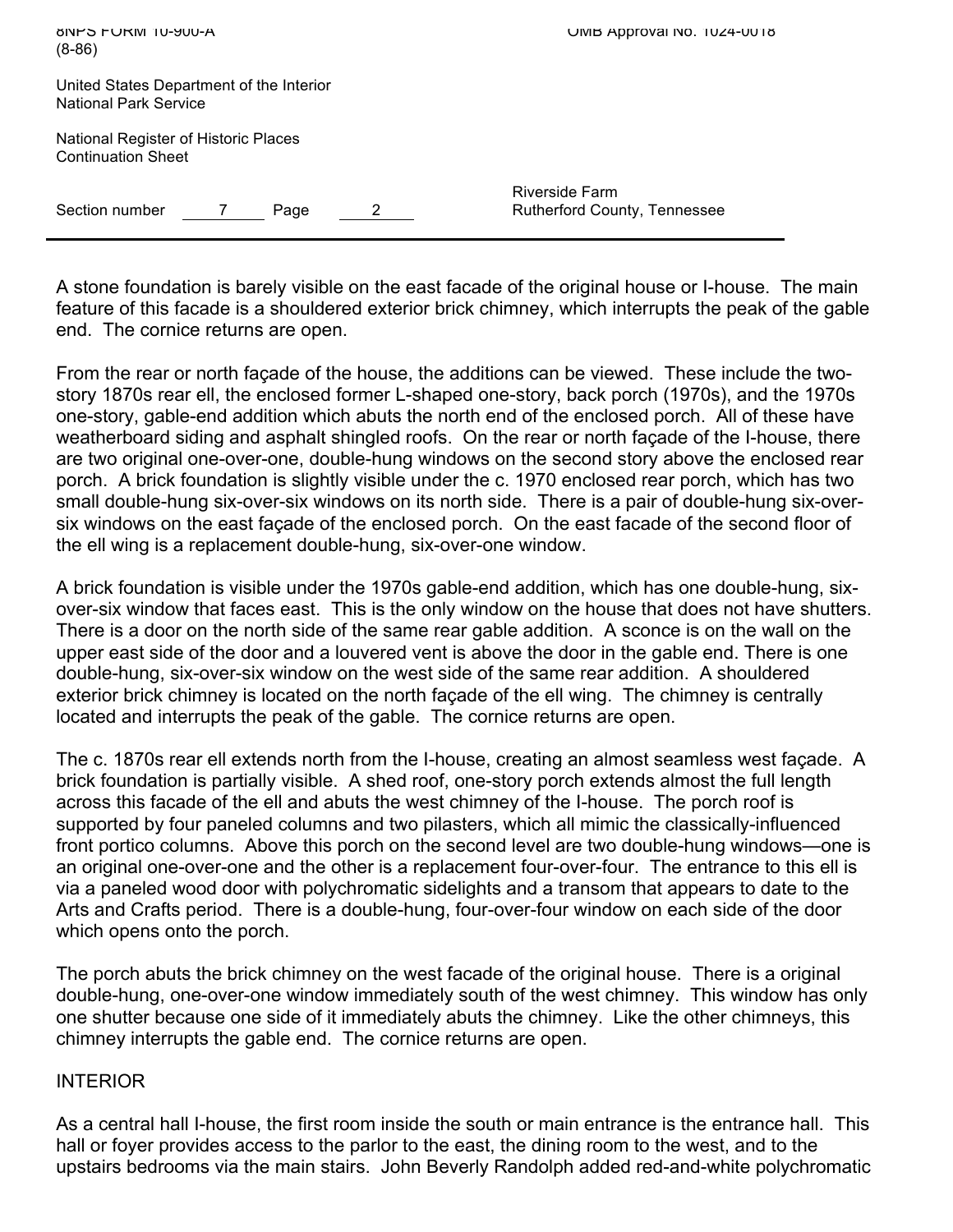A stone foundation is barely visible on the east facade of the original house or I-house. The main feature of this facade is a shouldered exterior brick chimney, which interrupts the peak of the gable end. The cornice returns are open.

From the rear or north façade of the house, the additions can be viewed. These include the two-story 1870s rear ell, the enclosed former L-shaped one-story, back porch (1970s), and the 1970s one-story, gable-end addition which abuts the north end of the enclosed porch. All of these have weatherboard siding and asphalt shingled roofs. On the rear or north façade of the I-house, there are two original one-over-one, double-hung windows on the second story above the enclosed rear porch. A brick foundation is slightly visible under the c. 1970 enclosed rear porch, which has two small double-hung six-over-six windows on its north side. There is a pair of double-hung six-over-six windows on the east façade of the enclosed porch. On the east facade of the second floor of the ell wing is a replacement double-hung, six-over-one window.

A brick foundation is visible under the 1970s gable-end addition, which has one double-hung, six-over-six window that faces east. This is the only window on the house that does not have shutters. There is a door on the north side of the same rear gable addition. A sconce is on the wall on the upper east side of the door and a louvered vent is above the door in the gable end. There is one double-hung, six-over-six window on the west side of the same rear addition. A shouldered exterior brick chimney is located on the north façade of the ell wing. The chimney is centrally located and interrupts the peak of the gable. The cornice returns are open.

The c. 1870s rear ell extends north from the I-house, creating an almost seamless west façade. A brick foundation is partially visible. A shed roof, one-story porch extends almost the full length across this facade of the ell and abuts the west chimney of the I-house. The porch roof is supported by four paneled columns and two pilasters, which all mimic the classically-influenced front portico columns. Above this porch on the second level are two double-hung windows—one is an original one-over-one and the other is a replacement four-over-four. The entrance to this ell is via a paneled wood door with polychromatic sidelights and a transom that appears to date to the Arts and Crafts period. There is a double-hung, four-over-four window on each side of the door which opens onto the porch.

The porch abuts the brick chimney on the west facade of the original house. There is a original double-hung, one-over-one window immediately south of the west chimney. This window has only one shutter because one side of it immediately abuts the chimney. Like the other chimneys, this chimney interrupts the gable end. The cornice returns are open.

INTERIOR

As a central hall I-house, the first room inside the south or main entrance is the entrance hall. This hall or foyer provides access to the parlor to the east, the dining room to the west, and to the upstairs bedrooms via the main stairs. John Beverly Randolph added red-and-white polychromatic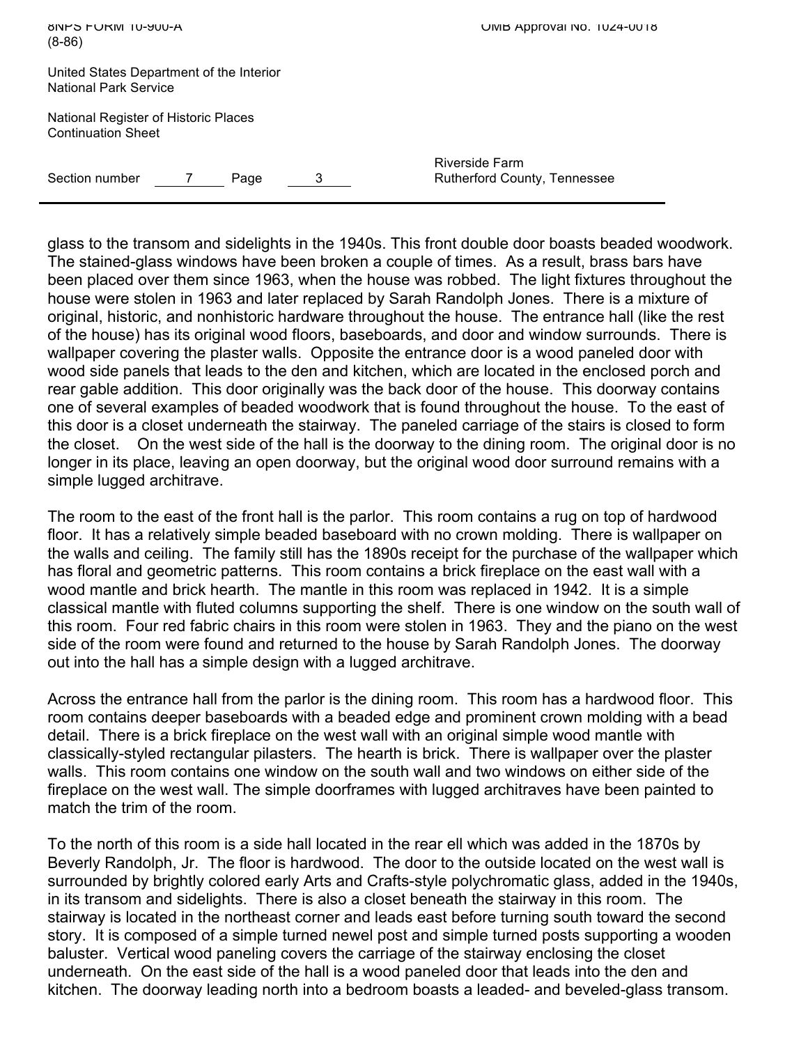glass to the transom and sidelights in the 1940s. This front double door boasts beaded woodwork. The stained-glass windows have been broken a couple of times. As a result, brass bars have been placed over them since 1963, when the house was robbed. The light fixtures throughout the house were stolen in 1963 and later replaced by Sarah Randolph Jones. There is a mixture of original, historic, and nonhistoric hardware throughout the house. The entrance hall (like the rest of the house) has its original wood floors, baseboards, and door and window surrounds. There is wallpaper covering the plaster walls. Opposite the entrance door is a wood paneled door with wood side panels that leads to the den and kitchen, which are located in the enclosed porch and rear gable addition. This door originally was the back door of the house. This doorway contains one of several examples of beaded woodwork that is found throughout the house. To the east of this door is a closet underneath the stairway. The paneled carriage of the stairs is closed to form the closet. On the west side of the hall is the doorway to the dining room. The original door is no longer in its place, leaving an open doorway, but the original wood door surround remains with a simple lugged architrave.

The room to the east of the front hall is the parlor. This room contains a rug on top of hardwood floor. It has a relatively simple beaded baseboard with no crown molding. There is wallpaper on the walls and ceiling. The family still has the 1890s receipt for the purchase of the wallpaper which has floral and geometric patterns. This room contains a brick fireplace on the east wall with a wood mantle and brick hearth. The mantle in this room was replaced in 1942. It is a simple classical mantle with fluted columns supporting the shelf. There is one window on the south wall of this room. Four red fabric chairs in this room were stolen in 1963. They and the piano on the west side of the room were found and returned to the house by Sarah Randolph Jones. The doorway out into the hall has a simple design with a lugged architrave.

Across the entrance hall from the parlor is the dining room. This room has a hardwood floor. This room contains deeper baseboards with a beaded edge and prominent crown molding with a bead detail. There is a brick fireplace on the west wall with an original simple wood mantle with classically-styled rectangular pilasters. The hearth is brick. There is wallpaper over the plaster walls. This room contains one window on the south wall and two windows on either side of the fireplace on the west wall. The simple doorframes with lugged architraves have been painted to match the trim of the room.

To the north of this room is a side hall located in the rear ell which was added in the 1870s by Beverly Randolph, Jr. The floor is hardwood. The door to the outside located on the west wall is surrounded by brightly colored early Arts and Crafts-style polychromatic glass, added in the 1940s, in its transom and sidelights. There is also a closet beneath the stairway in this room. The stairway is located in the northeast corner and leads east before turning south toward the second story. It is composed of a simple turned newel post and simple turned posts supporting a wooden baluster. Vertical wood paneling covers the carriage of the stairway enclosing the closet underneath. On the east side of the hall is a wood paneled door that leads into the den and kitchen. The doorway leading north into a bedroom boasts a leaded- and beveled-glass transom.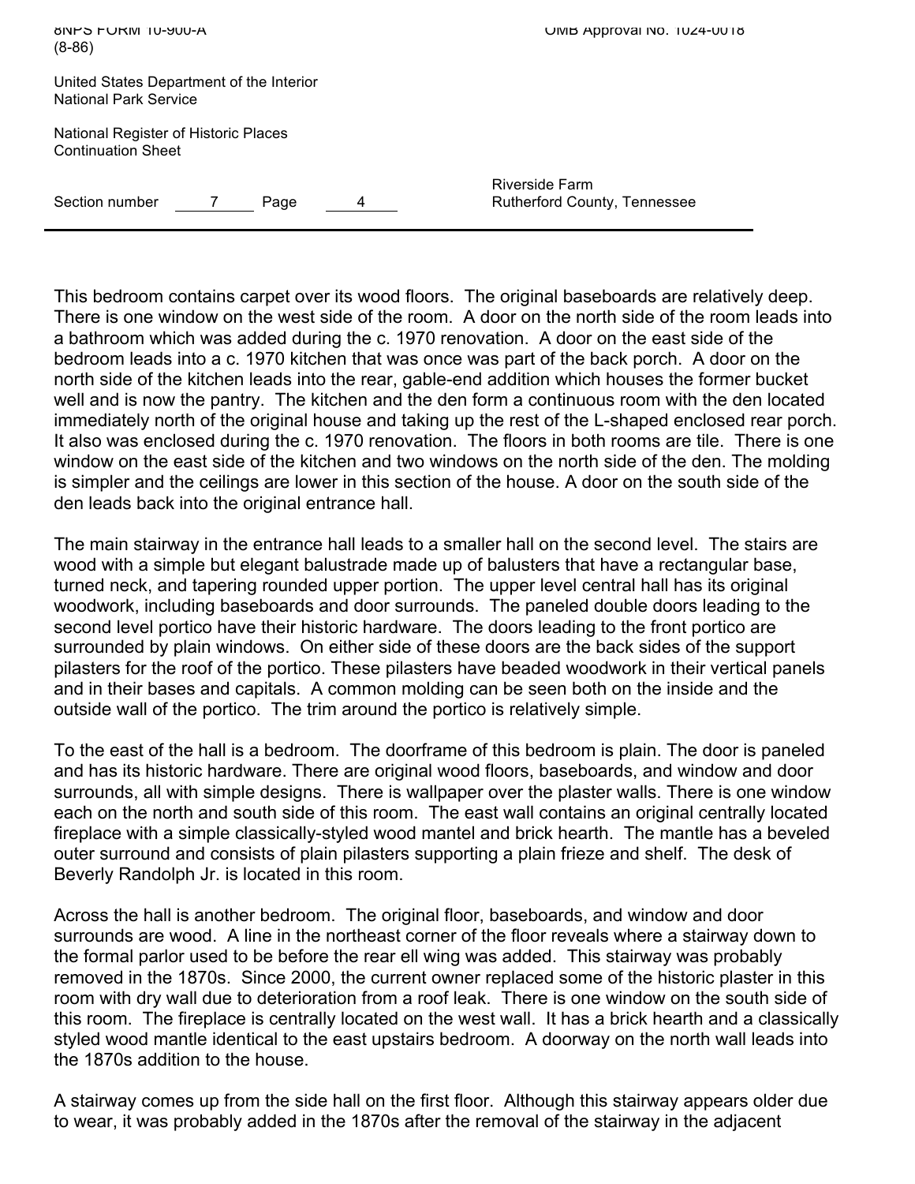This bedroom contains carpet over its wood floors. The original baseboards are relatively deep. There is one window on the west side of the room. A door on the north side of the room leads into a bathroom which was added during the c. 1970 renovation. A door on the east side of the bedroom leads into a c. 1970 kitchen that was once was part of the back porch. A door on the north side of the kitchen leads into the rear, gable-end addition which houses the former bucket well and is now the pantry. The kitchen and the den form a continuous room with the den located immediately north of the original house and taking up the rest of the L-shaped enclosed rear porch. It also was enclosed during the c. 1970 renovation. The floors in both rooms are tile. There is one window on the east side of the kitchen and two windows on the north side of the den. The molding is simpler and the ceilings are lower in this section of the house. A door on the south side of the den leads back into the original entrance hall.

The main stairway in the entrance hall leads to a smaller hall on the second level. The stairs are wood with a simple but elegant balustrade made up of balusters that have a rectangular base, turned neck, and tapering rounded upper portion. The upper level central hall has its original woodwork, including baseboards and door surrounds. The paneled double doors leading to the second level portico have their historic hardware. The doors leading to the front portico are surrounded by plain windows. On either side of these doors are the back sides of the support pilasters for the roof of the portico. These pilasters have beaded woodwork in their vertical panels and in their bases and capitals. A common molding can be seen both on the inside and the outside wall of the portico. The trim around the portico is relatively simple.

To the east of the hall is a bedroom. The doorframe of this bedroom is plain. The door is paneled and has its historic hardware. There are original wood floors, baseboards, and window and door surrounds, all with simple designs. There is wallpaper over the plaster walls. There is one window each on the north and south side of this room. The east wall contains an original centrally located fireplace with a simple classically-styled wood mantel and brick hearth. The mantle has a beveled outer surround and consists of plain pilasters supporting a plain frieze and shelf. The desk of Beverly Randolph Jr. is located in this room.

Across the hall is another bedroom. The original floor, baseboards, and window and door surrounds are wood. A line in the northeast corner of the floor reveals where a stairway down to the formal parlor used to be before the rear ell wing was added. This stairway was probably removed in the 1870s. Since 2000, the current owner replaced some of the historic plaster in this room with dry wall due to deterioration from a roof leak. There is one window on the south side of this room. The fireplace is centrally located on the west wall. It has a brick hearth and a classically styled wood mantle identical to the east upstairs bedroom. A doorway on the north wall leads into the 1870s addition to the house.

A stairway comes up from the side hall on the first floor. Although this stairway appears older due to wear, it was probably added in the 1870s after the removal of the stairway in the adjacent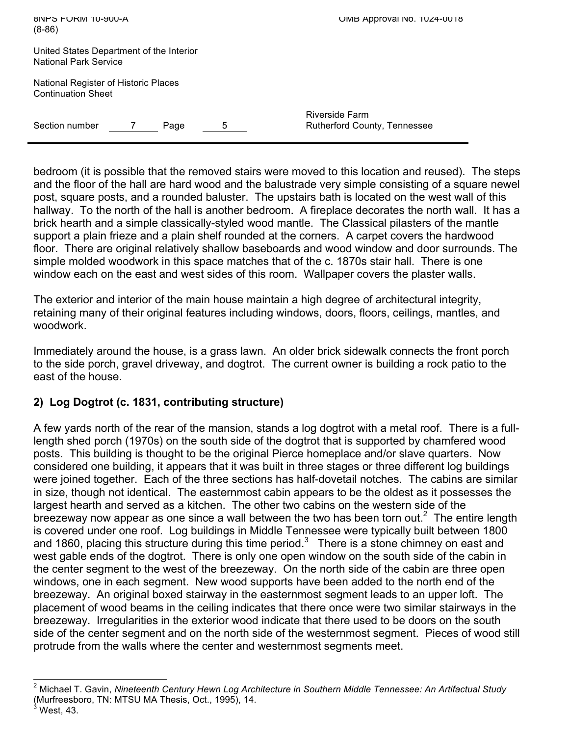bedroom (it is possible that the removed stairs were moved to this location and reused). The steps and the floor of the hall are hard wood and the balustrade very simple consisting of a square newel post, square posts, and a rounded baluster. The upstairs bath is located on the west wall of this hallway. To the north of the hall is another bedroom. A fireplace decorates the north wall. It has a brick hearth and a simple classically-styled wood mantle. The Classical pilasters of the mantle support a plain frieze and a plain shelf rounded at the corners. A carpet covers the hardwood floor. There are original relatively shallow baseboards and wood window and door surrounds. The simple molded woodwork in this space matches that of the c. 1870s stair hall. There is one window each on the east and west sides of this room. Wallpaper covers the plaster walls.

The exterior and interior of the main house maintain a high degree of architectural integrity, retaining many of their original features including windows, doors, floors, ceilings, mantles, and woodwork.

Immediately around the house, is a grass lawn. An older brick sidewalk connects the front porch to the side porch, gravel driveway, and dogtrot. The current owner is building a rock patio to the east of the house.

**2) Log Dogtrot (c. 1831, contributing structure)**

A few yards north of the rear of the mansion, stands a log dogtrot with a metal roof. There is a full-length shed porch (1970s) on the south side of the dogtrot that is supported by chamfered wood posts. This building is thought to be the original Pierce homeplace and/or slave quarters. Now considered one building, it appears that it was built in three stages or three different log buildings were joined together. Each of the three sections has half-dovetail notches. The cabins are similar in size, though not identical. The easternmost cabin appears to be the oldest as it possesses the largest hearth and served as a kitchen. The other two cabins on the western side of the breezeway now appear as one since a wall between the two has been torn out.[2] The entire length is covered under one roof. Log buildings in Middle Tennessee were typically built between 1800 and 1860, placing this structure during this time period.[3] There is a stone chimney on east and west gable ends of the dogtrot. There is only one open window on the south side of the cabin in the center segment to the west of the breezeway. On the north side of the cabin are three open windows, one in each segment. New wood supports have been added to the north end of the breezeway. An original boxed stairway in the easternmost segment leads to an upper loft. The placement of wood beams in the ceiling indicates that there once were two similar stairways in the breezeway. Irregularities in the exterior wood indicate that there used to be doors on the south side of the center segment and on the north side of the westernmost segment. Pieces of wood still protrude from the walls where the center and westernmost segments meet.

---

[2] Michael T. Gavin, *Nineteenth Century Hewn Log Architecture in Southern Middle Tennessee: An Artifactual Study* (Murfreesboro, TN: MTSU MA Thesis, Oct., 1995), 14.
[3] West, 43.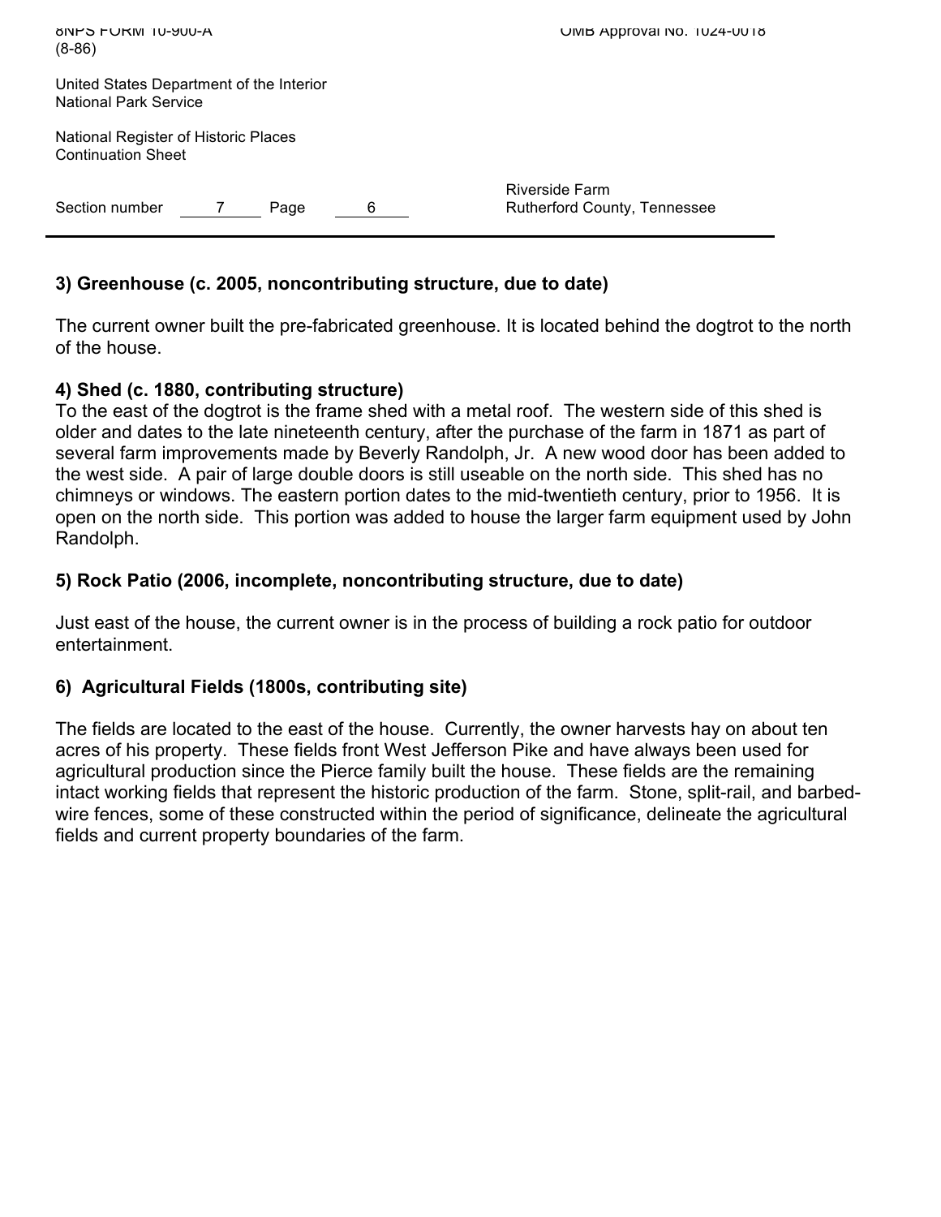**3) Greenhouse (c. 2005, noncontributing structure, due to date)**

The current owner built the pre-fabricated greenhouse. It is located behind the dogtrot to the north of the house.

**4) Shed (c. 1880, contributing structure)**

To the east of the dogtrot is the frame shed with a metal roof. The western side of this shed is older and dates to the late nineteenth century, after the purchase of the farm in 1871 as part of several farm improvements made by Beverly Randolph, Jr. A new wood door has been added to the west side. A pair of large double doors is still useable on the north side. This shed has no chimneys or windows. The eastern portion dates to the mid-twentieth century, prior to 1956. It is open on the north side. This portion was added to house the larger farm equipment used by John Randolph.

**5) Rock Patio (2006, incomplete, noncontributing structure, due to date)**

Just east of the house, the current owner is in the process of building a rock patio for outdoor entertainment.

**6) Agricultural Fields (1800s, contributing site)**

The fields are located to the east of the house. Currently, the owner harvests hay on about ten acres of his property. These fields front West Jefferson Pike and have always been used for agricultural production since the Pierce family built the house. These fields are the remaining intact working fields that represent the historic production of the farm. Stone, split-rail, and barbed-wire fences, some of these constructed within the period of significance, delineate the agricultural fields and current property boundaries of the farm.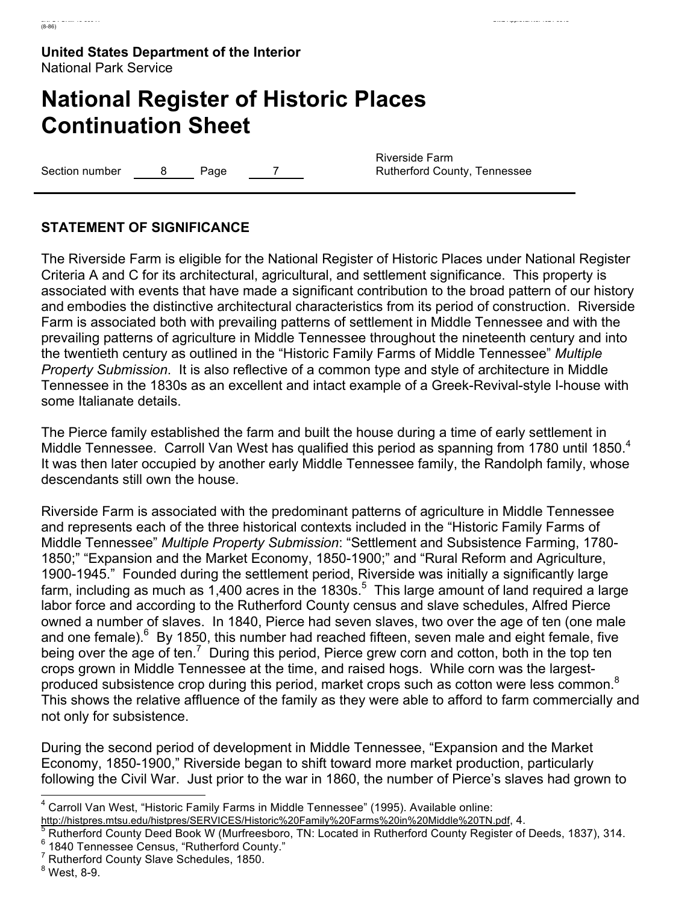United States Department of the Interior
National Park Service

# National Register of Historic Places Continuation Sheet

Section number 8 Page 7

Riverside Farm
Rutherford County, Tennessee

## STATEMENT OF SIGNIFICANCE

The Riverside Farm is eligible for the National Register of Historic Places under National Register Criteria A and C for its architectural, agricultural, and settlement significance. This property is associated with events that have made a significant contribution to the broad pattern of our history and embodies the distinctive architectural characteristics from its period of construction. Riverside Farm is associated both with prevailing patterns of settlement in Middle Tennessee and with the prevailing patterns of agriculture in Middle Tennessee throughout the nineteenth century and into the twentieth century as outlined in the "Historic Family Farms of Middle Tennessee" *Multiple Property Submission*. It is also reflective of a common type and style of architecture in Middle Tennessee in the 1830s as an excellent and intact example of a Greek-Revival-style I-house with some Italianate details.

The Pierce family established the farm and built the house during a time of early settlement in Middle Tennessee. Carroll Van West has qualified this period as spanning from 1780 until 1850.[4] It was then later occupied by another early Middle Tennessee family, the Randolph family, whose descendants still own the house.

Riverside Farm is associated with the predominant patterns of agriculture in Middle Tennessee and represents each of the three historical contexts included in the "Historic Family Farms of Middle Tennessee" *Multiple Property Submission*: "Settlement and Subsistence Farming, 1780-1850;" "Expansion and the Market Economy, 1850-1900;" and "Rural Reform and Agriculture, 1900-1945." Founded during the settlement period, Riverside was initially a significantly large farm, including as much as 1,400 acres in the 1830s.[5] This large amount of land required a large labor force and according to the Rutherford County census and slave schedules, Alfred Pierce owned a number of slaves. In 1840, Pierce had seven slaves, two over the age of ten (one male and one female).[6] By 1850, this number had reached fifteen, seven male and eight female, five being over the age of ten.[7] During this period, Pierce grew corn and cotton, both in the top ten crops grown in Middle Tennessee at the time, and raised hogs. While corn was the largest-produced subsistence crop during this period, market crops such as cotton were less common.[8] This shows the relative affluence of the family as they were able to afford to farm commercially and not only for subsistence.

During the second period of development in Middle Tennessee, "Expansion and the Market Economy, 1850-1900," Riverside began to shift toward more market production, particularly following the Civil War. Just prior to the war in 1860, the number of Pierce's slaves had grown to

---

[4] Carroll Van West, "Historic Family Farms in Middle Tennessee" (1995). Available online: http://histpres.mtsu.edu/histpres/SERVICES/Historic%20Family%20Farms%20in%20Middle%20TN.pdf, 4.
[5] Rutherford County Deed Book W (Murfreesboro, TN: Located in Rutherford County Register of Deeds, 1837), 314.
[6] 1840 Tennessee Census, "Rutherford County."
[7] Rutherford County Slave Schedules, 1850.
[8] West, 8-9.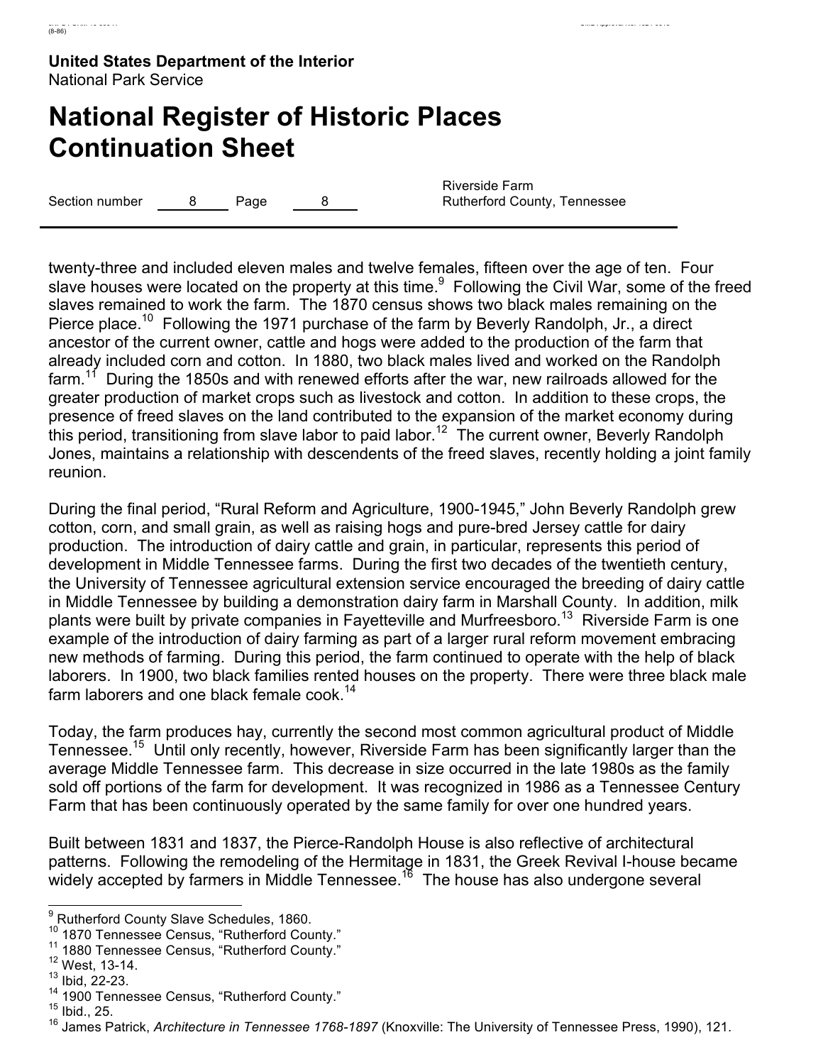twenty-three and included eleven males and twelve females, fifteen over the age of ten. Four slave houses were located on the property at this time.[9] Following the Civil War, some of the freed slaves remained to work the farm. The 1870 census shows two black males remaining on the Pierce place.[10] Following the 1971 purchase of the farm by Beverly Randolph, Jr., a direct ancestor of the current owner, cattle and hogs were added to the production of the farm that already included corn and cotton. In 1880, two black males lived and worked on the Randolph farm.[11] During the 1850s and with renewed efforts after the war, new railroads allowed for the greater production of market crops such as livestock and cotton. In addition to these crops, the presence of freed slaves on the land contributed to the expansion of the market economy during this period, transitioning from slave labor to paid labor.[12] The current owner, Beverly Randolph Jones, maintains a relationship with descendents of the freed slaves, recently holding a joint family reunion.

During the final period, "Rural Reform and Agriculture, 1900-1945," John Beverly Randolph grew cotton, corn, and small grain, as well as raising hogs and pure-bred Jersey cattle for dairy production. The introduction of dairy cattle and grain, in particular, represents this period of development in Middle Tennessee farms. During the first two decades of the twentieth century, the University of Tennessee agricultural extension service encouraged the breeding of dairy cattle in Middle Tennessee by building a demonstration dairy farm in Marshall County. In addition, milk plants were built by private companies in Fayetteville and Murfreesboro.[13] Riverside Farm is one example of the introduction of dairy farming as part of a larger rural reform movement embracing new methods of farming. During this period, the farm continued to operate with the help of black laborers. In 1900, two black families rented houses on the property. There were three black male farm laborers and one black female cook.[14]

Today, the farm produces hay, currently the second most common agricultural product of Middle Tennessee.[15] Until only recently, however, Riverside Farm has been significantly larger than the average Middle Tennessee farm. This decrease in size occurred in the late 1980s as the family sold off portions of the farm for development. It was recognized in 1986 as a Tennessee Century Farm that has been continuously operated by the same family for over one hundred years.

Built between 1831 and 1837, the Pierce-Randolph House is also reflective of architectural patterns. Following the remodeling of the Hermitage in 1831, the Greek Revival I-house became widely accepted by farmers in Middle Tennessee.[16] The house has also undergone several

---

[9] Rutherford County Slave Schedules, 1860.
[10] 1870 Tennessee Census, "Rutherford County."
[11] 1880 Tennessee Census, "Rutherford County."
[12] West, 13-14.
[13] Ibid, 22-23.
[14] 1900 Tennessee Census, "Rutherford County."
[15] Ibid., 25.
[16] James Patrick, *Architecture in Tennessee 1768-1897* (Knoxville: The University of Tennessee Press, 1990), 121.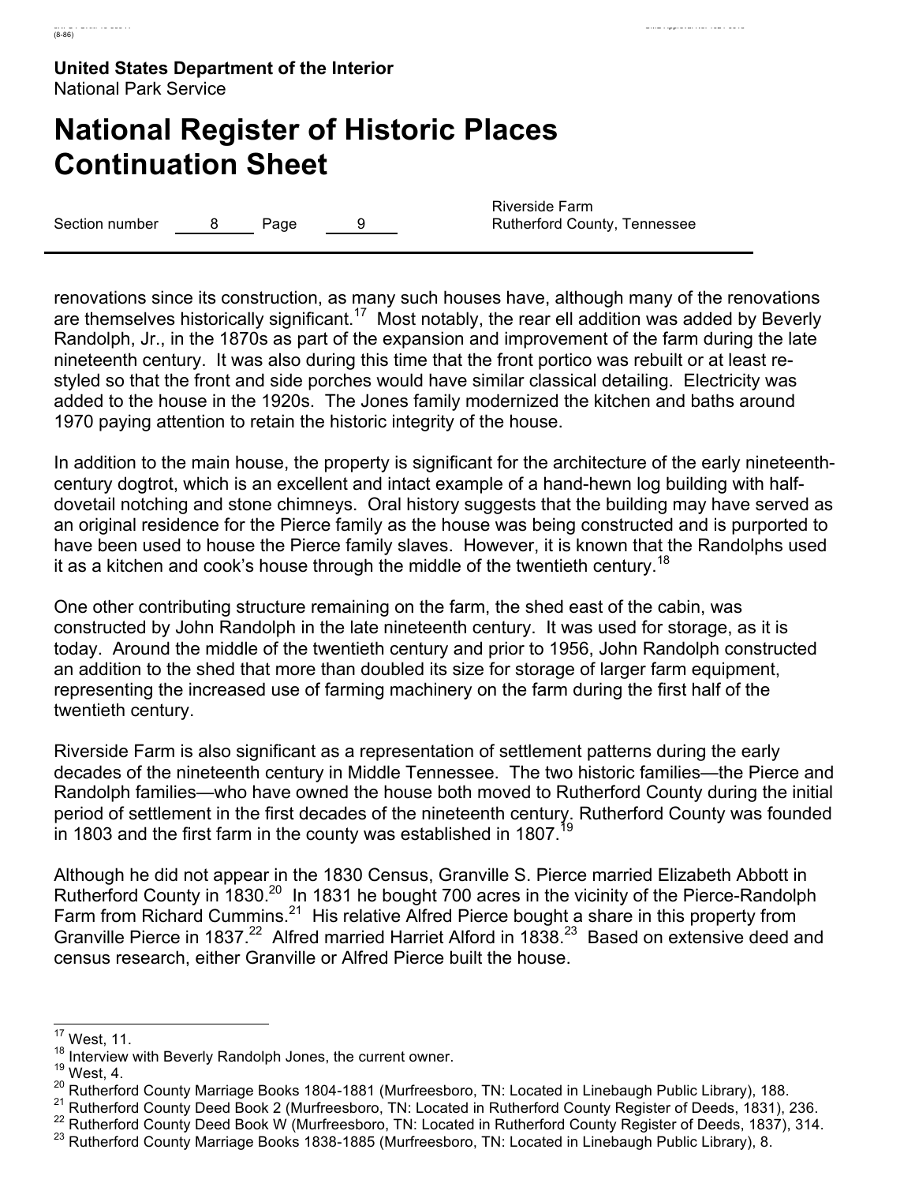**United States Department of the Interior**
National Park Service

# National Register of Historic Places Continuation Sheet

Section number 8 Page 9

Riverside Farm
Rutherford County, Tennessee

renovations since its construction, as many such houses have, although many of the renovations are themselves historically significant.[17] Most notably, the rear ell addition was added by Beverly Randolph, Jr., in the 1870s as part of the expansion and improvement of the farm during the late nineteenth century. It was also during this time that the front portico was rebuilt or at least re-styled so that the front and side porches would have similar classical detailing. Electricity was added to the house in the 1920s. The Jones family modernized the kitchen and baths around 1970 paying attention to retain the historic integrity of the house.

In addition to the main house, the property is significant for the architecture of the early nineteenth-century dogtrot, which is an excellent and intact example of a hand-hewn log building with half-dovetail notching and stone chimneys. Oral history suggests that the building may have served as an original residence for the Pierce family as the house was being constructed and is purported to have been used to house the Pierce family slaves. However, it is known that the Randolphs used it as a kitchen and cook's house through the middle of the twentieth century.[18]

One other contributing structure remaining on the farm, the shed east of the cabin, was constructed by John Randolph in the late nineteenth century. It was used for storage, as it is today. Around the middle of the twentieth century and prior to 1956, John Randolph constructed an addition to the shed that more than doubled its size for storage of larger farm equipment, representing the increased use of farming machinery on the farm during the first half of the twentieth century.

Riverside Farm is also significant as a representation of settlement patterns during the early decades of the nineteenth century in Middle Tennessee. The two historic families—the Pierce and Randolph families—who have owned the house both moved to Rutherford County during the initial period of settlement in the first decades of the nineteenth century. Rutherford County was founded in 1803 and the first farm in the county was established in 1807.[19]

Although he did not appear in the 1830 Census, Granville S. Pierce married Elizabeth Abbott in Rutherford County in 1830.[20] In 1831 he bought 700 acres in the vicinity of the Pierce-Randolph Farm from Richard Cummins.[21] His relative Alfred Pierce bought a share in this property from Granville Pierce in 1837.[22] Alfred married Harriet Alford in 1838.[23] Based on extensive deed and census research, either Granville or Alfred Pierce built the house.

---

[17] West, 11.
[18] Interview with Beverly Randolph Jones, the current owner.
[19] West, 4.
[20] Rutherford County Marriage Books 1804-1881 (Murfreesboro, TN: Located in Linebaugh Public Library), 188.
[21] Rutherford County Deed Book 2 (Murfreesboro, TN: Located in Rutherford County Register of Deeds, 1831), 236.
[22] Rutherford County Deed Book W (Murfreesboro, TN: Located in Rutherford County Register of Deeds, 1837), 314.
[23] Rutherford County Marriage Books 1838-1885 (Murfreesboro, TN: Located in Linebaugh Public Library), 8.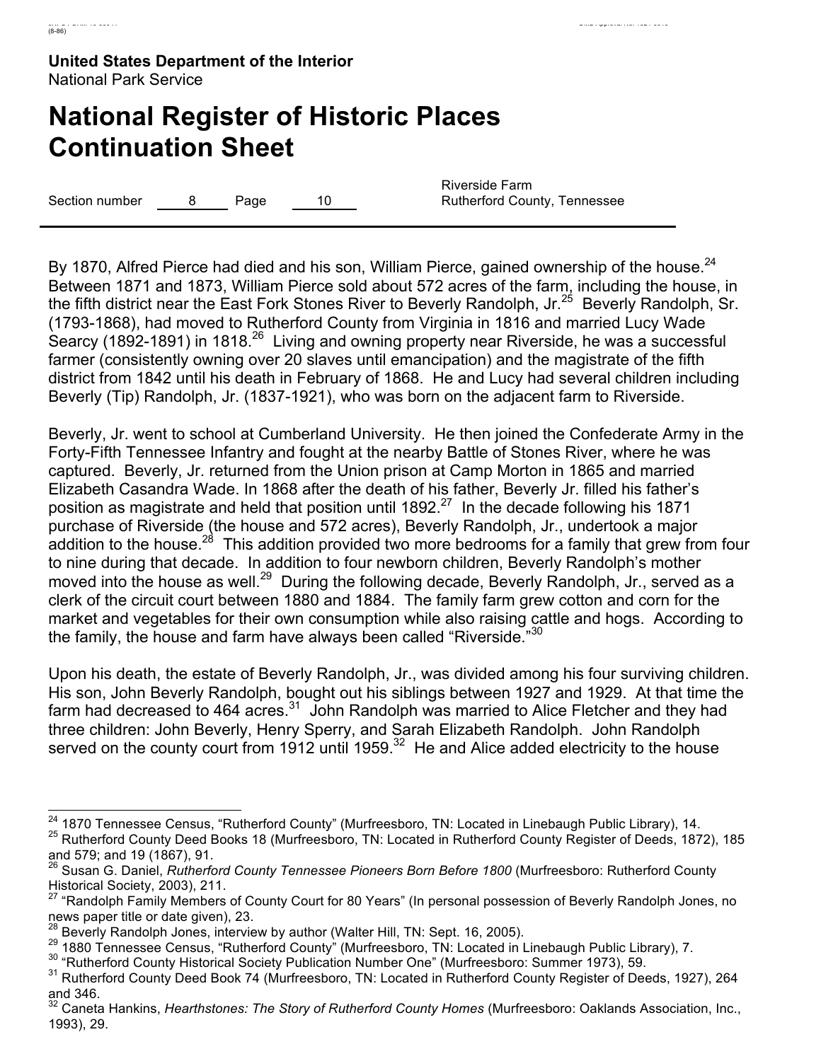**United States Department of the Interior**
National Park Service

# National Register of Historic Places Continuation Sheet

Section number 8 Page 10

Riverside Farm
Rutherford County, Tennessee

By 1870, Alfred Pierce had died and his son, William Pierce, gained ownership of the house.[24] Between 1871 and 1873, William Pierce sold about 572 acres of the farm, including the house, in the fifth district near the East Fork Stones River to Beverly Randolph, Jr.[25] Beverly Randolph, Sr. (1793-1868), had moved to Rutherford County from Virginia in 1816 and married Lucy Wade Searcy (1892-1891) in 1818.[26] Living and owning property near Riverside, he was a successful farmer (consistently owning over 20 slaves until emancipation) and the magistrate of the fifth district from 1842 until his death in February of 1868. He and Lucy had several children including Beverly (Tip) Randolph, Jr. (1837-1921), who was born on the adjacent farm to Riverside.

Beverly, Jr. went to school at Cumberland University. He then joined the Confederate Army in the Forty-Fifth Tennessee Infantry and fought at the nearby Battle of Stones River, where he was captured. Beverly, Jr. returned from the Union prison at Camp Morton in 1865 and married Elizabeth Casandra Wade. In 1868 after the death of his father, Beverly Jr. filled his father's position as magistrate and held that position until 1892.[27] In the decade following his 1871 purchase of Riverside (the house and 572 acres), Beverly Randolph, Jr., undertook a major addition to the house.[28] This addition provided two more bedrooms for a family that grew from four to nine during that decade. In addition to four newborn children, Beverly Randolph's mother moved into the house as well.[29] During the following decade, Beverly Randolph, Jr., served as a clerk of the circuit court between 1880 and 1884. The family farm grew cotton and corn for the market and vegetables for their own consumption while also raising cattle and hogs. According to the family, the house and farm have always been called "Riverside."[30]

Upon his death, the estate of Beverly Randolph, Jr., was divided among his four surviving children. His son, John Beverly Randolph, bought out his siblings between 1927 and 1929. At that time the farm had decreased to 464 acres.[31] John Randolph was married to Alice Fletcher and they had three children: John Beverly, Henry Sperry, and Sarah Elizabeth Randolph. John Randolph served on the county court from 1912 until 1959.[32] He and Alice added electricity to the house

---

[24] 1870 Tennessee Census, "Rutherford County" (Murfreesboro, TN: Located in Linebaugh Public Library), 14.
[25] Rutherford County Deed Books 18 (Murfreesboro, TN: Located in Rutherford County Register of Deeds, 1872), 185 and 579; and 19 (1867), 91.
[26] Susan G. Daniel, *Rutherford County Tennessee Pioneers Born Before 1800* (Murfreesboro: Rutherford County Historical Society, 2003), 211.
[27] "Randolph Family Members of County Court for 80 Years" (In personal possession of Beverly Randolph Jones, no news paper title or date given), 23.
[28] Beverly Randolph Jones, interview by author (Walter Hill, TN: Sept. 16, 2005).
[29] 1880 Tennessee Census, "Rutherford County" (Murfreesboro, TN: Located in Linebaugh Public Library), 7.
[30] "Rutherford County Historical Society Publication Number One" (Murfreesboro: Summer 1973), 59.
[31] Rutherford County Deed Book 74 (Murfreesboro, TN: Located in Rutherford County Register of Deeds, 1927), 264 and 346.
[32] Caneta Hankins, *Hearthstones: The Story of Rutherford County Homes* (Murfreesboro: Oaklands Association, Inc., 1993), 29.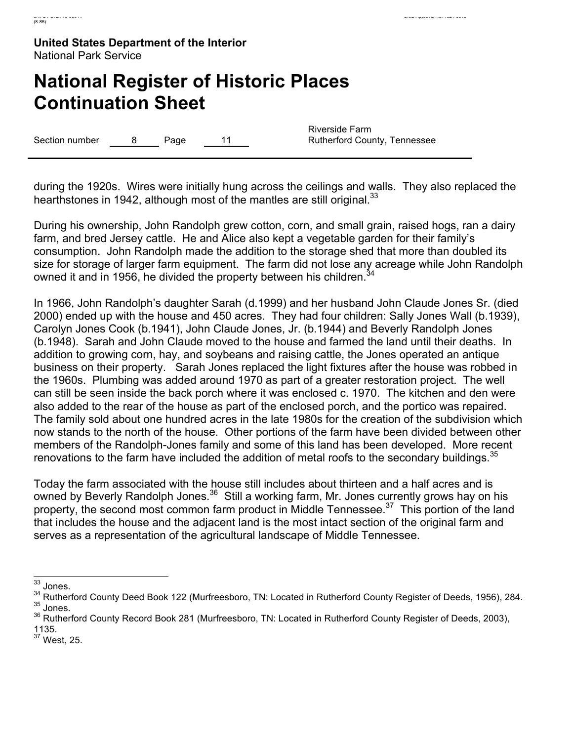during the 1920s. Wires were initially hung across the ceilings and walls. They also replaced the hearthstones in 1942, although most of the mantles are still original.[33]

During his ownership, John Randolph grew cotton, corn, and small grain, raised hogs, ran a dairy farm, and bred Jersey cattle. He and Alice also kept a vegetable garden for their family's consumption. John Randolph made the addition to the storage shed that more than doubled its size for storage of larger farm equipment. The farm did not lose any acreage while John Randolph owned it and in 1956, he divided the property between his children.[34]

In 1966, John Randolph's daughter Sarah (d.1999) and her husband John Claude Jones Sr. (died 2000) ended up with the house and 450 acres. They had four children: Sally Jones Wall (b.1939), Carolyn Jones Cook (b.1941), John Claude Jones, Jr. (b.1944) and Beverly Randolph Jones (b.1948). Sarah and John Claude moved to the house and farmed the land until their deaths. In addition to growing corn, hay, and soybeans and raising cattle, the Jones operated an antique business on their property. Sarah Jones replaced the light fixtures after the house was robbed in the 1960s. Plumbing was added around 1970 as part of a greater restoration project. The well can still be seen inside the back porch where it was enclosed c. 1970. The kitchen and den were also added to the rear of the house as part of the enclosed porch, and the portico was repaired. The family sold about one hundred acres in the late 1980s for the creation of the subdivision which now stands to the north of the house. Other portions of the farm have been divided between other members of the Randolph-Jones family and some of this land has been developed. More recent renovations to the farm have included the addition of metal roofs to the secondary buildings.[35]

Today the farm associated with the house still includes about thirteen and a half acres and is owned by Beverly Randolph Jones.[36] Still a working farm, Mr. Jones currently grows hay on his property, the second most common farm product in Middle Tennessee.[37] This portion of the land that includes the house and the adjacent land is the most intact section of the original farm and serves as a representation of the agricultural landscape of Middle Tennessee.

---

[33] Jones.
[34] Rutherford County Deed Book 122 (Murfreesboro, TN: Located in Rutherford County Register of Deeds, 1956), 284.
[35] Jones.
[36] Rutherford County Record Book 281 (Murfreesboro, TN: Located in Rutherford County Register of Deeds, 2003), 1135.
[37] West, 25.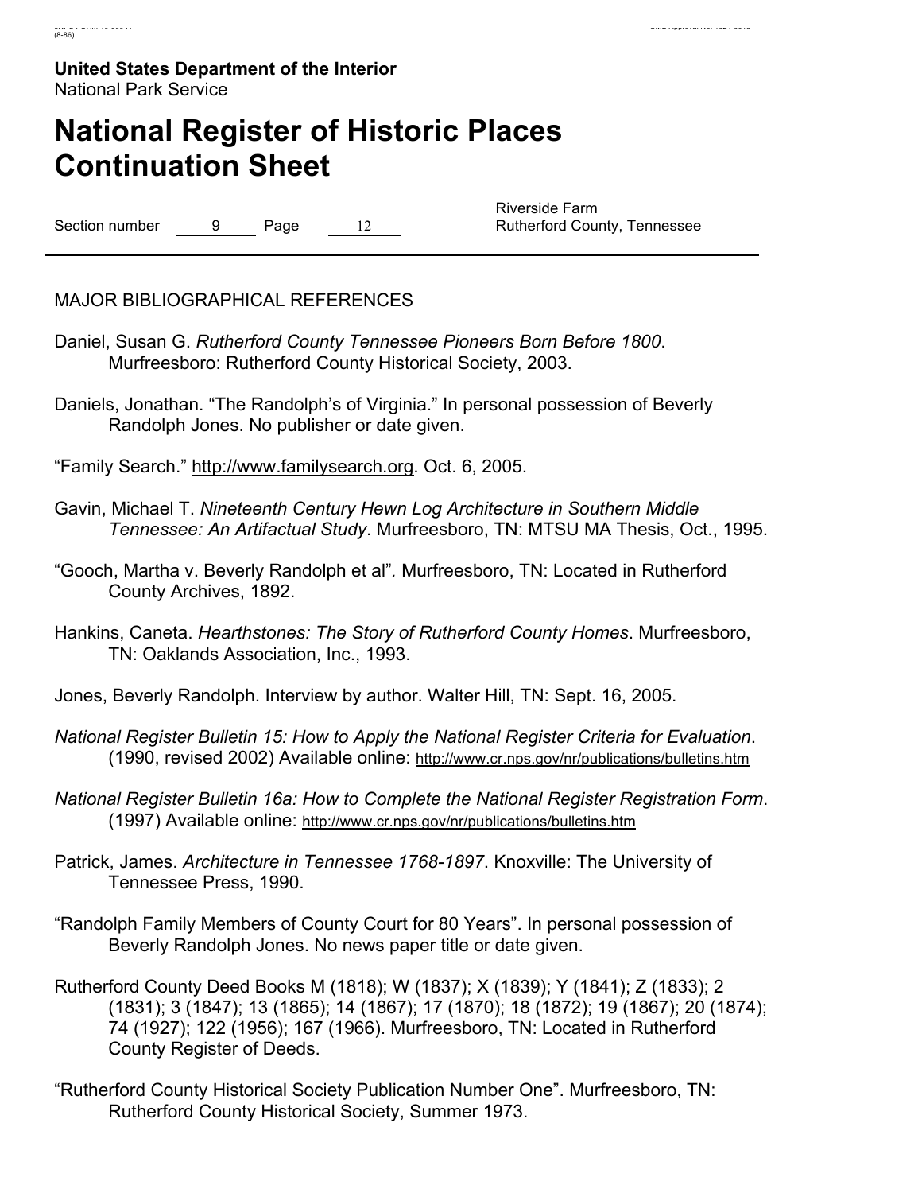**United States Department of the Interior**
National Park Service

# National Register of Historic Places Continuation Sheet

Section number 9 Page 12

Riverside Farm
Rutherford County, Tennessee

MAJOR BIBLIOGRAPHICAL REFERENCES

Daniel, Susan G. *Rutherford County Tennessee Pioneers Born Before 1800*. Murfreesboro: Rutherford County Historical Society, 2003.

Daniels, Jonathan. "The Randolph's of Virginia." In personal possession of Beverly Randolph Jones. No publisher or date given.

"Family Search." http://www.familysearch.org. Oct. 6, 2005.

Gavin, Michael T. *Nineteenth Century Hewn Log Architecture in Southern Middle Tennessee: An Artifactual Study*. Murfreesboro, TN: MTSU MA Thesis, Oct., 1995.

"Gooch, Martha v. Beverly Randolph et al". Murfreesboro, TN: Located in Rutherford County Archives, 1892.

Hankins, Caneta. *Hearthstones: The Story of Rutherford County Homes*. Murfreesboro, TN: Oaklands Association, Inc., 1993.

Jones, Beverly Randolph. Interview by author. Walter Hill, TN: Sept. 16, 2005.

*National Register Bulletin 15: How to Apply the National Register Criteria for Evaluation*. (1990, revised 2002) Available online: http://www.cr.nps.gov/nr/publications/bulletins.htm

*National Register Bulletin 16a: How to Complete the National Register Registration Form*. (1997) Available online: http://www.cr.nps.gov/nr/publications/bulletins.htm

Patrick, James. *Architecture in Tennessee 1768-1897*. Knoxville: The University of Tennessee Press, 1990.

"Randolph Family Members of County Court for 80 Years". In personal possession of Beverly Randolph Jones. No news paper title or date given.

Rutherford County Deed Books M (1818); W (1837); X (1839); Y (1841); Z (1833); 2 (1831); 3 (1847); 13 (1865); 14 (1867); 17 (1870); 18 (1872); 19 (1867); 20 (1874); 74 (1927); 122 (1956); 167 (1966). Murfreesboro, TN: Located in Rutherford County Register of Deeds.

"Rutherford County Historical Society Publication Number One". Murfreesboro, TN: Rutherford County Historical Society, Summer 1973.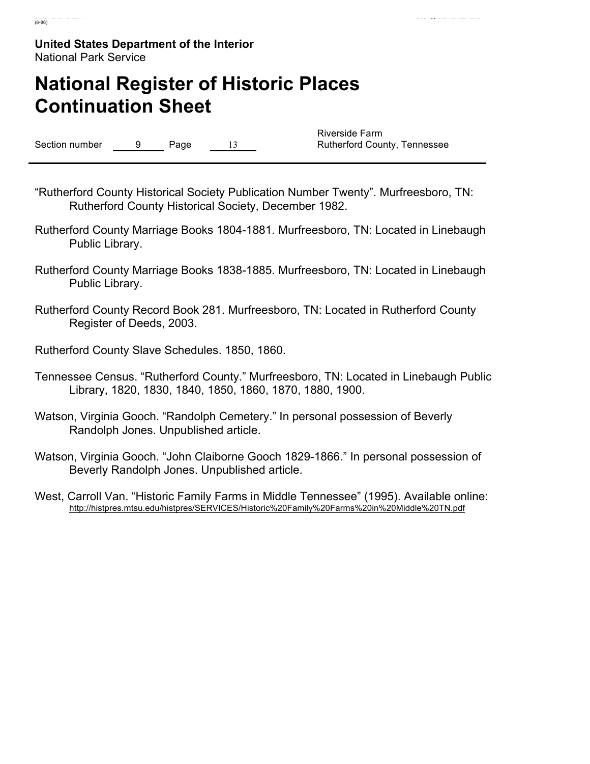"Rutherford County Historical Society Publication Number Twenty". Murfreesboro, TN: Rutherford County Historical Society, December 1982.

Rutherford County Marriage Books 1804-1881. Murfreesboro, TN: Located in Linebaugh Public Library.

Rutherford County Marriage Books 1838-1885. Murfreesboro, TN: Located in Linebaugh Public Library.

Rutherford County Record Book 281. Murfreesboro, TN: Located in Rutherford County Register of Deeds, 2003.

Rutherford County Slave Schedules. 1850, 1860.

Tennessee Census. "Rutherford County." Murfreesboro, TN: Located in Linebaugh Public Library, 1820, 1830, 1840, 1850, 1860, 1870, 1880, 1900.

Watson, Virginia Gooch. "Randolph Cemetery." In personal possession of Beverly Randolph Jones. Unpublished article.

Watson, Virginia Gooch. "John Claiborne Gooch 1829-1866." In personal possession of Beverly Randolph Jones. Unpublished article.

West, Carroll Van. "Historic Family Farms in Middle Tennessee" (1995). Available online: http://histpres.mtsu.edu/histpres/SERVICES/Historic%20Family%20Farms%20in%20Middle%20TN.pdf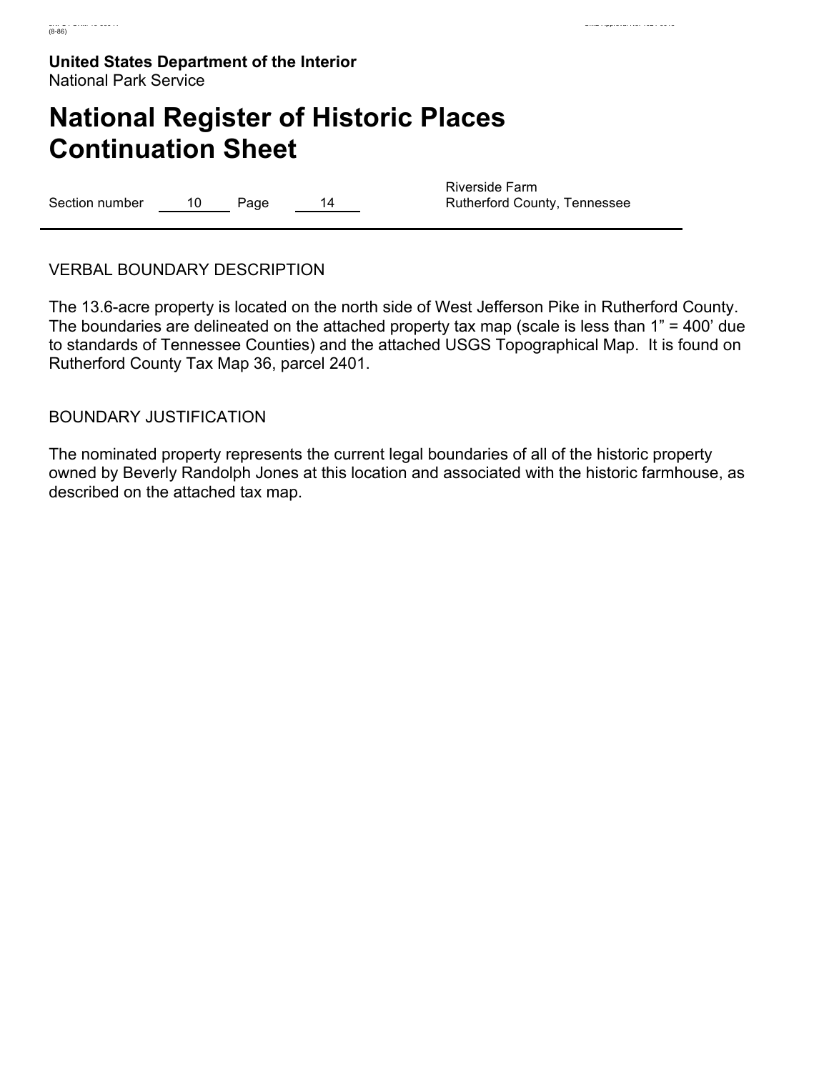**United States Department of the Interior**
National Park Service

# National Register of Historic Places Continuation Sheet

Section number 10 Page 14

Riverside Farm
Rutherford County, Tennessee

## VERBAL BOUNDARY DESCRIPTION

The 13.6-acre property is located on the north side of West Jefferson Pike in Rutherford County. The boundaries are delineated on the attached property tax map (scale is less than 1" = 400' due to standards of Tennessee Counties) and the attached USGS Topographical Map. It is found on Rutherford County Tax Map 36, parcel 2401.

## BOUNDARY JUSTIFICATION

The nominated property represents the current legal boundaries of all of the historic property owned by Beverly Randolph Jones at this location and associated with the historic farmhouse, as described on the attached tax map.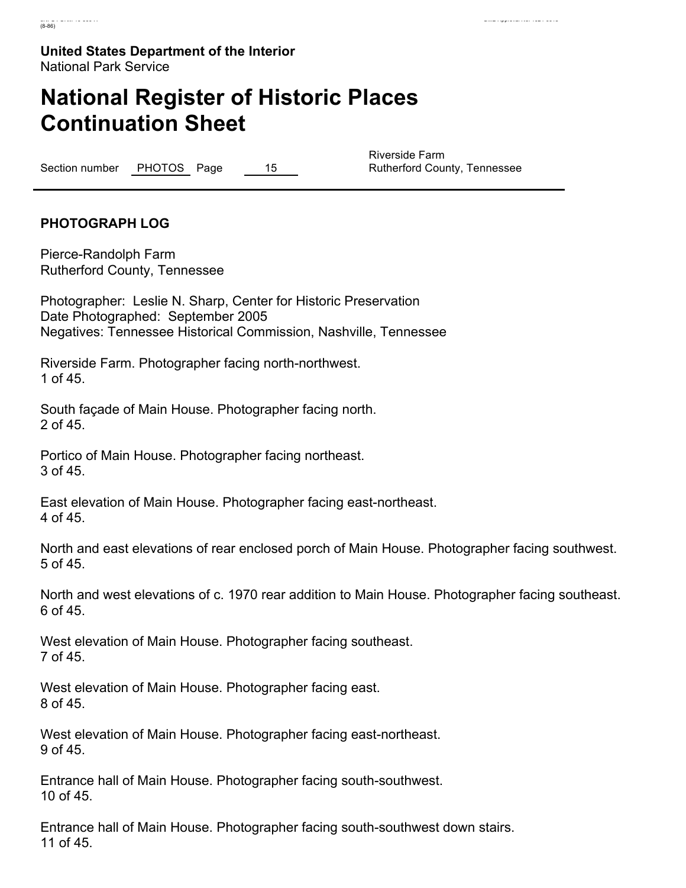**United States Department of the Interior**
National Park Service

# National Register of Historic Places Continuation Sheet

Section number PHOTOS Page 15

Riverside Farm
Rutherford County, Tennessee

## PHOTOGRAPH LOG

Pierce-Randolph Farm
Rutherford County, Tennessee

Photographer: Leslie N. Sharp, Center for Historic Preservation
Date Photographed: September 2005
Negatives: Tennessee Historical Commission, Nashville, Tennessee

Riverside Farm. Photographer facing north-northwest.
1 of 45.

South façade of Main House. Photographer facing north.
2 of 45.

Portico of Main House. Photographer facing northeast.
3 of 45.

East elevation of Main House. Photographer facing east-northeast.
4 of 45.

North and east elevations of rear enclosed porch of Main House. Photographer facing southwest.
5 of 45.

North and west elevations of c. 1970 rear addition to Main House. Photographer facing southeast.
6 of 45.

West elevation of Main House. Photographer facing southeast.
7 of 45.

West elevation of Main House. Photographer facing east.
8 of 45.

West elevation of Main House. Photographer facing east-northeast.
9 of 45.

Entrance hall of Main House. Photographer facing south-southwest.
10 of 45.

Entrance hall of Main House. Photographer facing south-southwest down stairs.
11 of 45.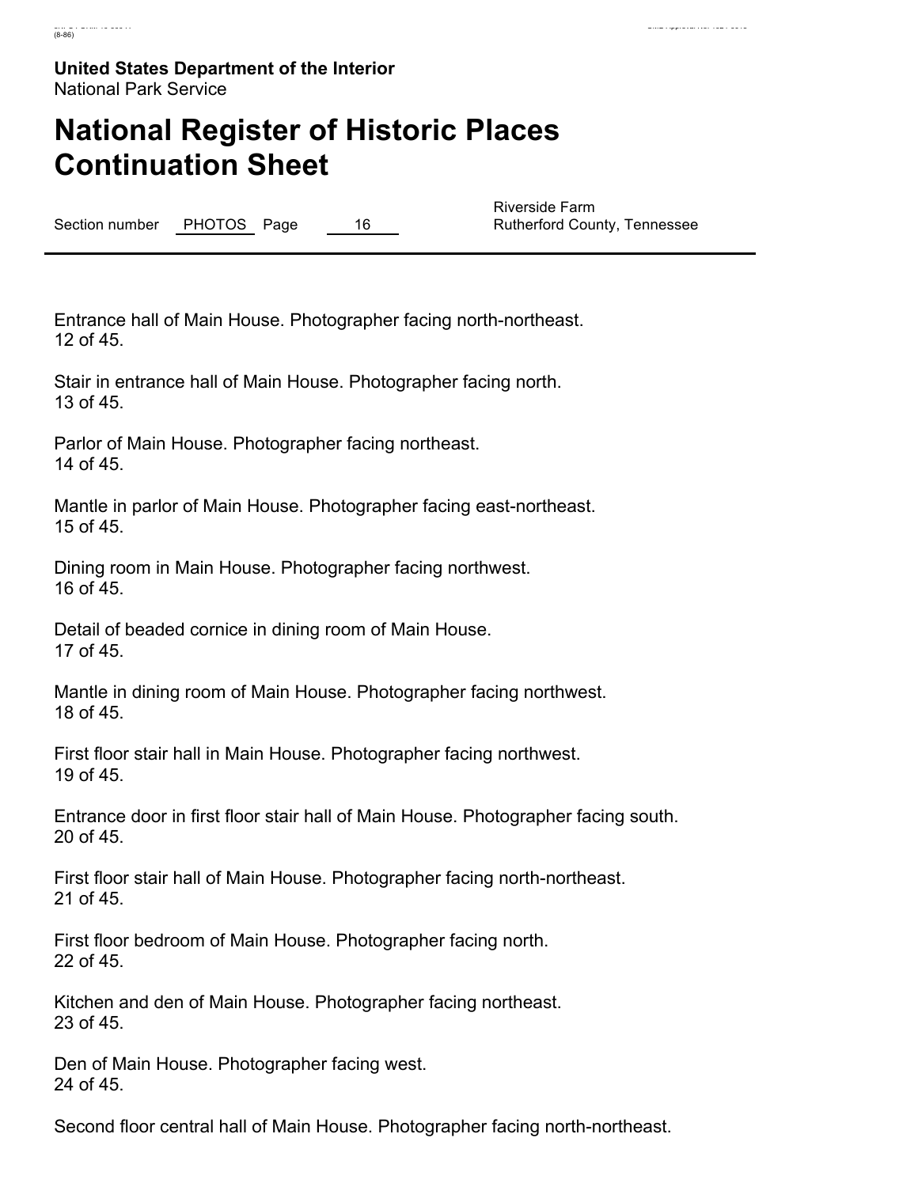**United States Department of the Interior**
National Park Service

# National Register of Historic Places Continuation Sheet

Section number PHOTOS Page 16

Riverside Farm
Rutherford County, Tennessee

Entrance hall of Main House. Photographer facing north-northeast.
12 of 45.

Stair in entrance hall of Main House. Photographer facing north.
13 of 45.

Parlor of Main House. Photographer facing northeast.
14 of 45.

Mantle in parlor of Main House. Photographer facing east-northeast.
15 of 45.

Dining room in Main House. Photographer facing northwest.
16 of 45.

Detail of beaded cornice in dining room of Main House.
17 of 45.

Mantle in dining room of Main House. Photographer facing northwest.
18 of 45.

First floor stair hall in Main House. Photographer facing northwest.
19 of 45.

Entrance door in first floor stair hall of Main House. Photographer facing south.
20 of 45.

First floor stair hall of Main House. Photographer facing north-northeast.
21 of 45.

First floor bedroom of Main House. Photographer facing north.
22 of 45.

Kitchen and den of Main House. Photographer facing northeast.
23 of 45.

Den of Main House. Photographer facing west.
24 of 45.

Second floor central hall of Main House. Photographer facing north-northeast.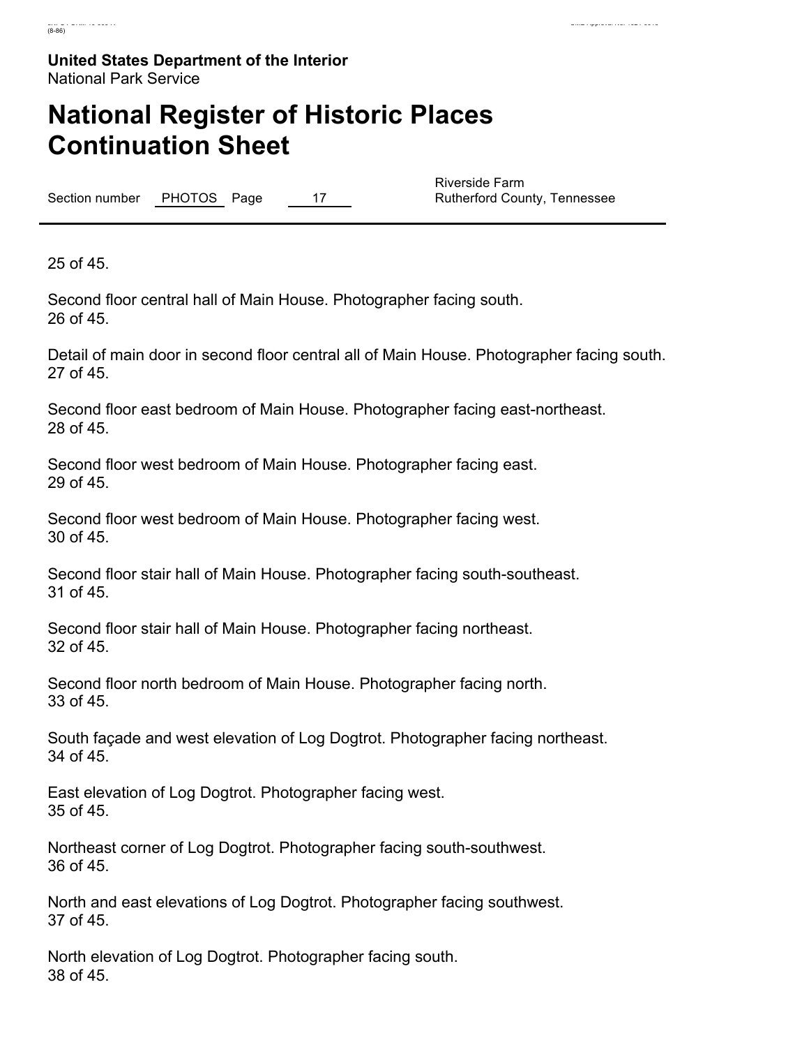**United States Department of the Interior**
National Park Service

# National Register of Historic Places Continuation Sheet

Section number PHOTOS Page 17

Riverside Farm
Rutherford County, Tennessee

25 of 45.

Second floor central hall of Main House. Photographer facing south.
26 of 45.

Detail of main door in second floor central all of Main House. Photographer facing south.
27 of 45.

Second floor east bedroom of Main House. Photographer facing east-northeast.
28 of 45.

Second floor west bedroom of Main House. Photographer facing east.
29 of 45.

Second floor west bedroom of Main House. Photographer facing west.
30 of 45.

Second floor stair hall of Main House. Photographer facing south-southeast.
31 of 45.

Second floor stair hall of Main House. Photographer facing northeast.
32 of 45.

Second floor north bedroom of Main House. Photographer facing north.
33 of 45.

South façade and west elevation of Log Dogtrot. Photographer facing northeast.
34 of 45.

East elevation of Log Dogtrot. Photographer facing west.
35 of 45.

Northeast corner of Log Dogtrot. Photographer facing south-southwest.
36 of 45.

North and east elevations of Log Dogtrot. Photographer facing southwest.
37 of 45.

North elevation of Log Dogtrot. Photographer facing south.
38 of 45.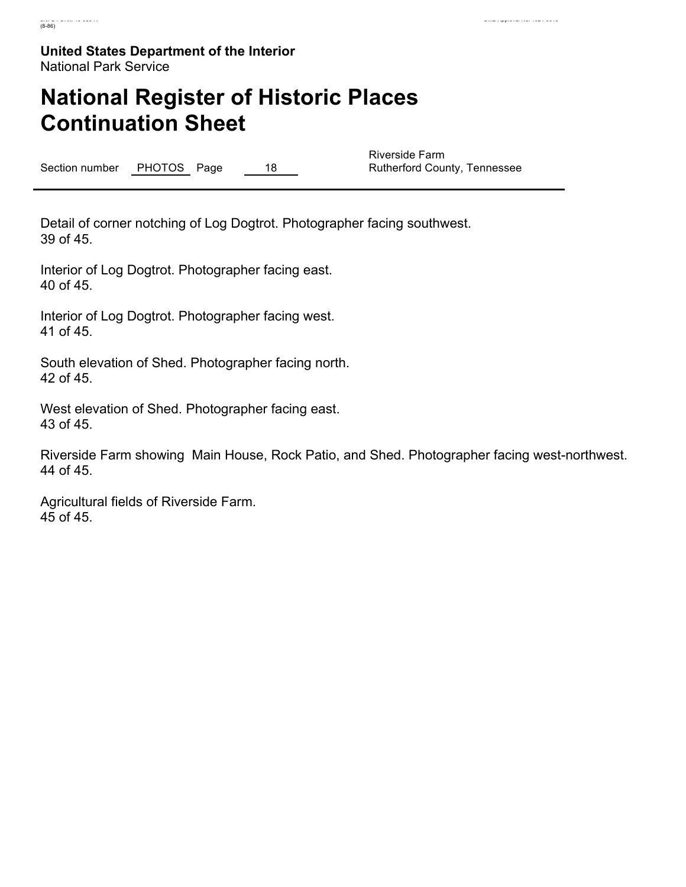Detail of corner notching of Log Dogtrot. Photographer facing southwest.
39 of 45.

Interior of Log Dogtrot. Photographer facing east.
40 of 45.

Interior of Log Dogtrot. Photographer facing west.
41 of 45.

South elevation of Shed. Photographer facing north.
42 of 45.

West elevation of Shed. Photographer facing east.
43 of 45.

Riverside Farm showing Main House, Rock Patio, and Shed. Photographer facing west-northwest.
44 of 45.

Agricultural fields of Riverside Farm.
45 of 45.